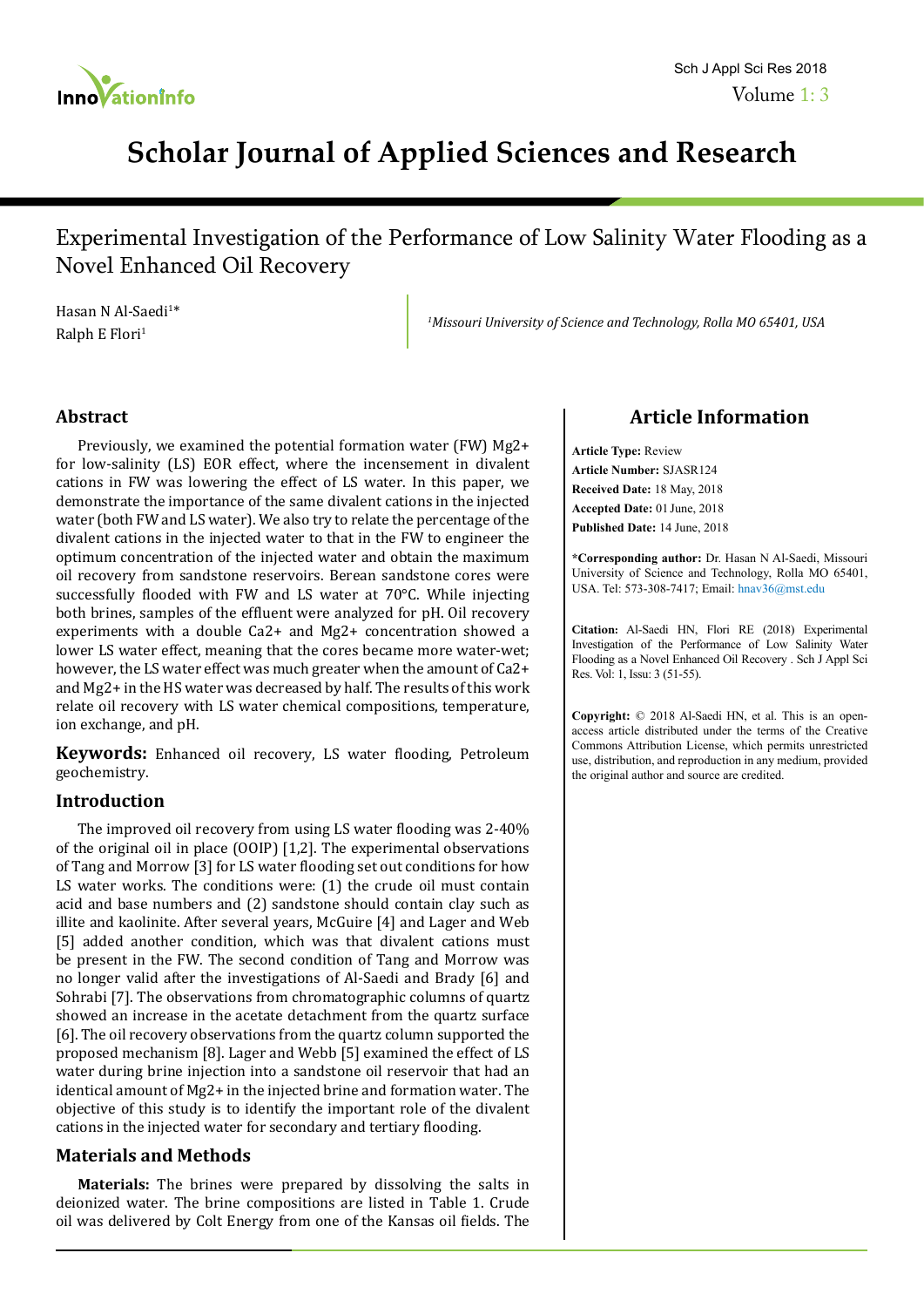# Scholar Journal of Applied Sciences and Research

## Experimental Investigation of the Performance of Low Salinity Water Flooding as a Novel Enhanced Oil Recovery

Hasan N Al-Saedi[1]*
Ralph E Flori[1]

[1]*Missouri University of Science and Technology, Rolla MO 65401, USA*

### Abstract

Previously, we examined the potential formation water (FW) $Mg^{2+}$ for low-salinity (LS) EOR effect, where the incensement in divalent cations in FW was lowering the effect of LS water. In this paper, we demonstrate the importance of the same divalent cations in the injected water (both FW and LS water). We also try to relate the percentage of the divalent cations in the injected water to that in the FW to engineer the optimum concentration of the injected water and obtain the maximum oil recovery from sandstone reservoirs. Berean sandstone cores were successfully flooded with FW and LS water at 70°C. While injecting both brines, samples of the effluent were analyzed for pH. Oil recovery experiments with a double $Ca^{2+}$ and $Mg^{2+}$ concentration showed a lower LS water effect, meaning that the cores became more water-wet; however, the LS water effect was much greater when the amount of $Ca^{2+}$ and $Mg^{2+}$ in the HS water was decreased by half. The results of this work relate oil recovery with LS water chemical compositions, temperature, ion exchange, and pH.

**Keywords:** Enhanced oil recovery, LS water flooding, Petroleum geochemistry.

### Introduction

The improved oil recovery from using LS water flooding was 2-40% of the original oil in place (OOIP) [1,2]. The experimental observations of Tang and Morrow [3] for LS water flooding set out conditions for how LS water works. The conditions were: (1) the crude oil must contain acid and base numbers and (2) sandstone should contain clay such as illite and kaolinite. After several years, McGuire [4] and Lager and Web [5] added another condition, which was that divalent cations must be present in the FW. The second condition of Tang and Morrow was no longer valid after the investigations of Al-Saedi and Brady [6] and Sohrabi [7]. The observations from chromatographic columns of quartz showed an increase in the acetate detachment from the quartz surface [6]. The oil recovery observations from the quartz column supported the proposed mechanism [8]. Lager and Webb [5] examined the effect of LS water during brine injection into a sandstone oil reservoir that had an identical amount of $Mg^{2+}$ in the injected brine and formation water. The objective of this study is to identify the important role of the divalent cations in the injected water for secondary and tertiary flooding.

### Materials and Methods

**Materials:** The brines were prepared by dissolving the salts in deionized water. The brine compositions are listed in Table 1. Crude oil was delivered by Colt Energy from one of the Kansas oil fields. The

### Article Information

**Article Type:** Review
**Article Number:** SJASR124
**Received Date:** 18 May, 2018
**Accepted Date:** 01 June, 2018
**Published Date:** 14 June, 2018

**\*Corresponding author:** Dr. Hasan N Al-Saedi, Missouri University of Science and Technology, Rolla MO 65401, USA. Tel: 573-308-7417; Email: hnav36@mst.edu

**Citation:** Al-Saedi HN, Flori RE (2018) Experimental Investigation of the Performance of Low Salinity Water Flooding as a Novel Enhanced Oil Recovery . Sch J Appl Sci Res. Vol: 1, Issu: 3 (51-55).

**Copyright:** © 2018 Al-Saedi HN, et al. This is an open-access article distributed under the terms of the Creative Commons Attribution License, which permits unrestricted use, distribution, and reproduction in any medium, provided the original author and source are credited.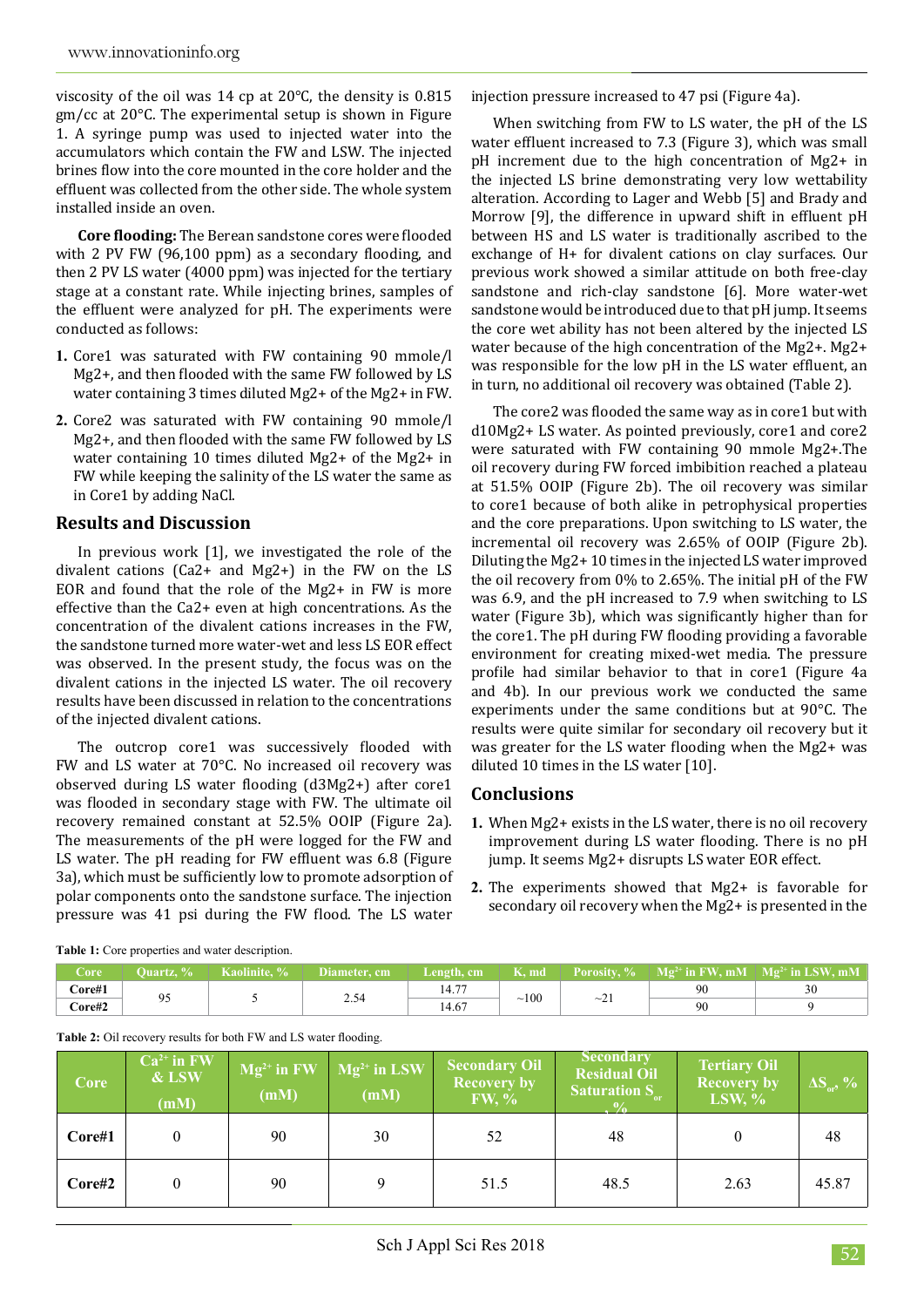viscosity of the oil was 14 cp at 20°C, the density is 0.815 gm/cc at 20°C. The experimental setup is shown in Figure 1. A syringe pump was used to injected water into the accumulators which contain the FW and LSW. The injected brines flow into the core mounted in the core holder and the effluent was collected from the other side. The whole system installed inside an oven.

**Core flooding:** The Berean sandstone cores were flooded with 2 PV FW (96,100 ppm) as a secondary flooding, and then 2 PV LS water (4000 ppm) was injected for the tertiary stage at a constant rate. While injecting brines, samples of the effluent were analyzed for pH. The experiments were conducted as follows:

1. Core1 was saturated with FW containing 90 mmole/l Mg2+, and then flooded with the same FW followed by LS water containing 3 times diluted Mg2+ of the Mg2+ in FW.
2. Core2 was saturated with FW containing 90 mmole/l Mg2+, and then flooded with the same FW followed by LS water containing 10 times diluted Mg2+ of the Mg2+ in FW while keeping the salinity of the LS water the same as in Core1 by adding NaCl.

## Results and Discussion

In previous work [1], we investigated the role of the divalent cations (Ca2+ and Mg2+) in the FW on the LS EOR and found that the role of the Mg2+ in FW is more effective than the Ca2+ even at high concentrations. As the concentration of the divalent cations increases in the FW, the sandstone turned more water-wet and less LS EOR effect was observed. In the present study, the focus was on the divalent cations in the injected LS water. The oil recovery results have been discussed in relation to the concentrations of the injected divalent cations.

The outcrop core1 was successively flooded with FW and LS water at 70°C. No increased oil recovery was observed during LS water flooding (d3Mg2+) after core1 was flooded in secondary stage with FW. The ultimate oil recovery remained constant at 52.5% OOIP (Figure 2a). The measurements of the pH were logged for the FW and LS water. The pH reading for FW effluent was 6.8 (Figure 3a), which must be sufficiently low to promote adsorption of polar components onto the sandstone surface. The injection pressure was 41 psi during the FW flood. The LS water injection pressure increased to 47 psi (Figure 4a).

When switching from FW to LS water, the pH of the LS water effluent increased to 7.3 (Figure 3), which was small pH increment due to the high concentration of Mg2+ in the injected LS brine demonstrating very low wettability alteration. According to Lager and Webb [5] and Brady and Morrow [9], the difference in upward shift in effluent pH between HS and LS water is traditionally ascribed to the exchange of H+ for divalent cations on clay surfaces. Our previous work showed a similar attitude on both free-clay sandstone and rich-clay sandstone [6]. More water-wet sandstone would be introduced due to that pH jump. It seems the core wet ability has not been altered by the injected LS water because of the high concentration of the Mg2+. Mg2+ was responsible for the low pH in the LS water effluent, an in turn, no additional oil recovery was obtained (Table 2).

The core2 was flooded the same way as in core1 but with d10Mg2+ LS water. As pointed previously, core1 and core2 were saturated with FW containing 90 mmole Mg2+.The oil recovery during FW forced imbibition reached a plateau at 51.5% OOIP (Figure 2b). The oil recovery was similar to core1 because of both alike in petrophysical properties and the core preparations. Upon switching to LS water, the incremental oil recovery was 2.65% of OOIP (Figure 2b). Diluting the Mg2+ 10 times in the injected LS water improved the oil recovery from 0% to 2.65%. The initial pH of the FW was 6.9, and the pH increased to 7.9 when switching to LS water (Figure 3b), which was significantly higher than for the core1. The pH during FW flooding providing a favorable environment for creating mixed-wet media. The pressure profile had similar behavior to that in core1 (Figure 4a and 4b). In our previous work we conducted the same experiments under the same conditions but at 90°C. The results were quite similar for secondary oil recovery but it was greater for the LS water flooding when the Mg2+ was diluted 10 times in the LS water [10].

## Conclusions

1. When Mg2+ exists in the LS water, there is no oil recovery improvement during LS water flooding. There is no pH jump. It seems Mg2+ disrupts LS water EOR effect.
2. The experiments showed that Mg2+ is favorable for secondary oil recovery when the Mg2+ is presented in the

**Table 1:** Core properties and water description.

| Core | Quartz, % | Kaolinite, % | Diameter, cm | Length, cm | K, md | Porosity, % | $Mg^{2+}$ in FW, mM | $Mg^{2+}$ in LSW, mM |
|---|---|---|---|---|---|---|---|---|
| Core#1 | 95 | 5 | 2.54 | 14.77 | ~100 | ~21 | 90 | 30 |
| Core#2 | | | | 14.67 | | | 90 | 9 |

**Table 2:** Oil recovery results for both FW and LS water flooding.

| Core | $Ca^{2+}$ in FW & LSW (mM) | $Mg^{2+}$ in FW (mM) | $Mg^{2+}$ in LSW (mM) | Secondary Oil Recovery by FW, % | Secondary Residual Oil Saturation $S_{or}$, % | Tertiary Oil Recovery by LSW, % | $\Delta S_{or}$, % |
|---|---|---|---|---|---|---|---|
| Core#1 | 0 | 90 | 30 | 52 | 48 | 0 | 48 |
| Core#2 | 0 | 90 | 9 | 51.5 | 48.5 | 2.63 | 45.87 |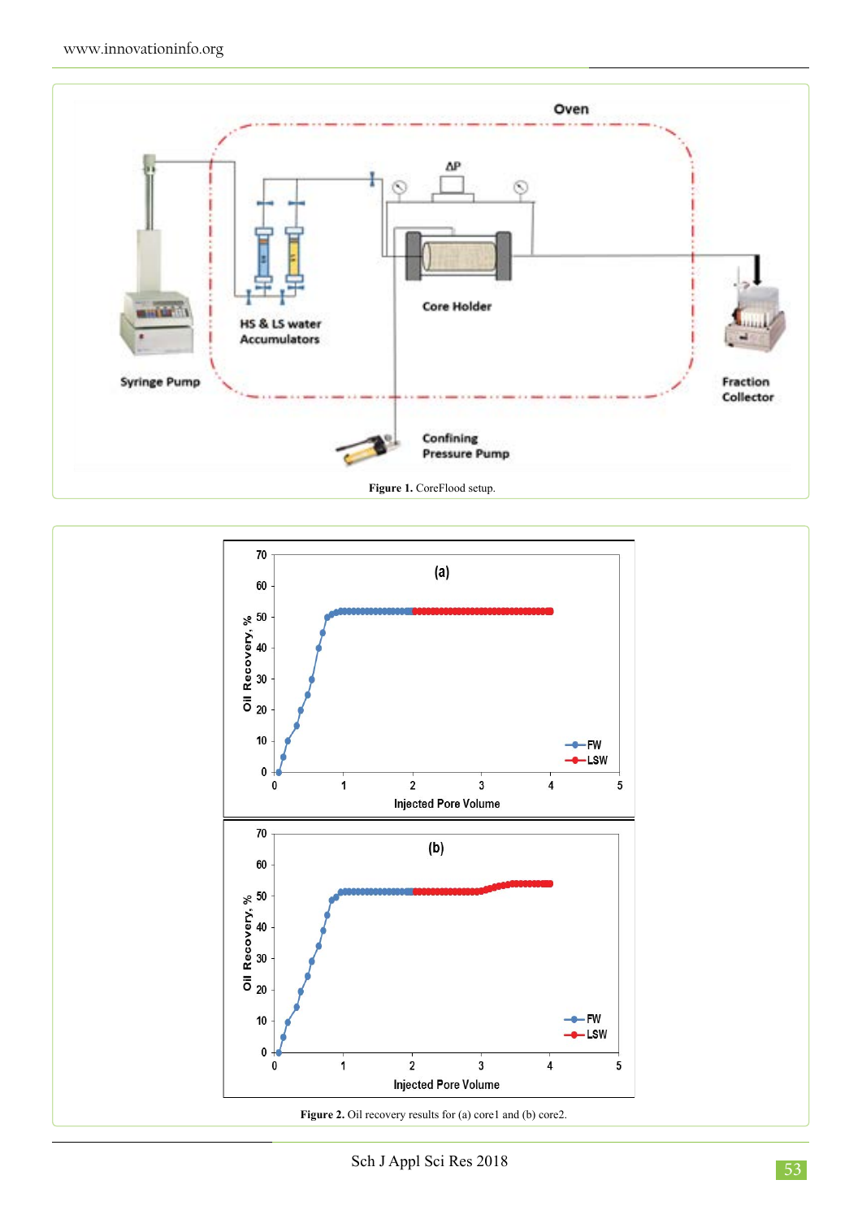Figure 1. CoreFlood setup.

Figure 2. Oil recovery results for (a) core1 and (b) core2.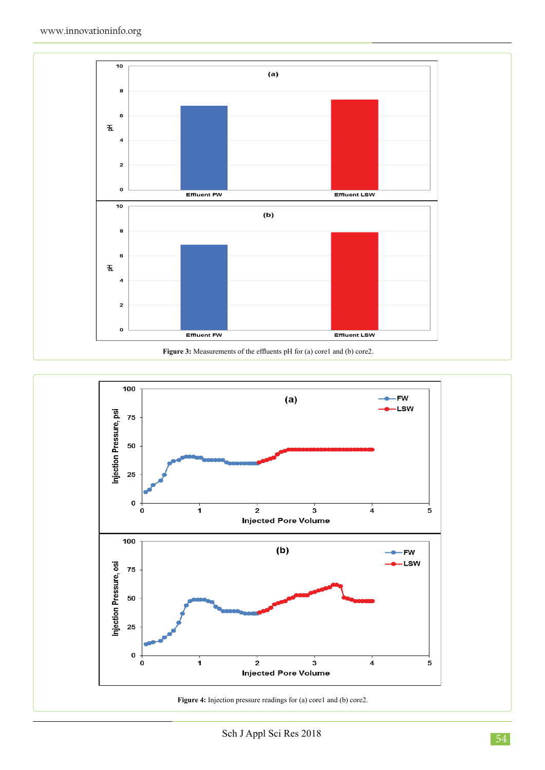**Figure 3:** Measurements of the effluents pH for (a) core1 and (b) core2.

**Figure 4:** Injection pressure readings for (a) core1 and (b) core2.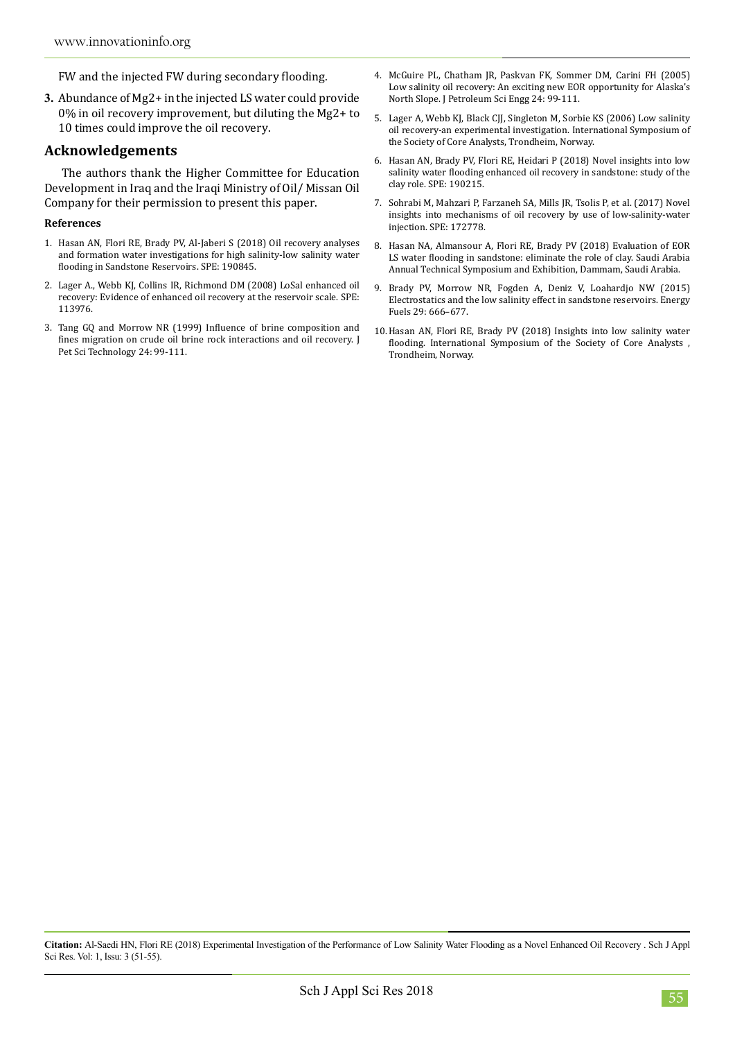FW and the injected FW during secondary flooding.

3. Abundance of Mg2+ in the injected LS water could provide 0% in oil recovery improvement, but diluting the Mg2+ to 10 times could improve the oil recovery.

## Acknowledgements

The authors thank the Higher Committee for Education Development in Iraq and the Iraqi Ministry of Oil/ Missan Oil Company for their permission to present this paper.

### References

1. Hasan AN, Flori RE, Brady PV, Al-Jaberi S (2018) Oil recovery analyses and formation water investigations for high salinity-low salinity water flooding in Sandstone Reservoirs. SPE: 190845.
2. Lager A., Webb KJ, Collins IR, Richmond DM (2008) LoSal enhanced oil recovery: Evidence of enhanced oil recovery at the reservoir scale. SPE: 113976.
3. Tang GQ and Morrow NR (1999) Influence of brine composition and fines migration on crude oil brine rock interactions and oil recovery. J Pet Sci Technology 24: 99-111.
4. McGuire PL, Chatham JR, Paskvan FK, Sommer DM, Carini FH (2005) Low salinity oil recovery: An exciting new EOR opportunity for Alaska's North Slope. J Petroleum Sci Engg 24: 99-111.
5. Lager A, Webb KJ, Black CJJ, Singleton M, Sorbie KS (2006) Low salinity oil recovery-an experimental investigation. International Symposium of the Society of Core Analysts, Trondheim, Norway.
6. Hasan AN, Brady PV, Flori RE, Heidari P (2018) Novel insights into low salinity water flooding enhanced oil recovery in sandstone: study of the clay role. SPE: 190215.
7. Sohrabi M, Mahzari P, Farzaneh SA, Mills JR, Tsolis P, et al. (2017) Novel insights into mechanisms of oil recovery by use of low-salinity-water injection. SPE: 172778.
8. Hasan NA, Almansour A, Flori RE, Brady PV (2018) Evaluation of EOR LS water flooding in sandstone: eliminate the role of clay. Saudi Arabia Annual Technical Symposium and Exhibition, Dammam, Saudi Arabia.
9. Brady PV, Morrow NR, Fogden A, Deniz V, Loahardjo NW (2015) Electrostatics and the low salinity effect in sandstone reservoirs. Energy Fuels 29: 666–677.
10. Hasan AN, Flori RE, Brady PV (2018) Insights into low salinity water flooding. International Symposium of the Society of Core Analysts , Trondheim, Norway.

**Citation:** Al-Saedi HN, Flori RE (2018) Experimental Investigation of the Performance of Low Salinity Water Flooding as a Novel Enhanced Oil Recovery . Sch J Appl Sci Res. Vol: 1, Issu: 3 (51-55).